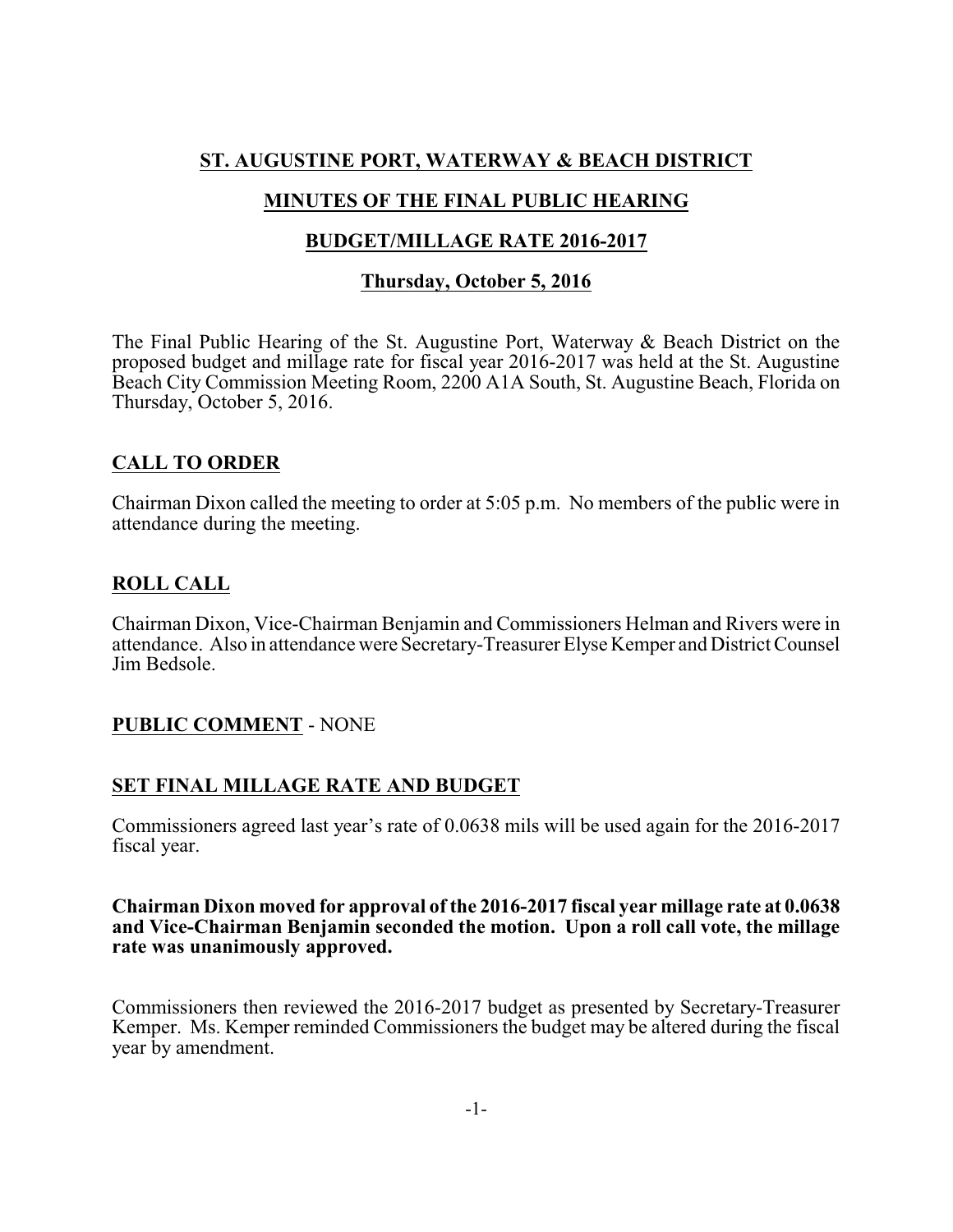# ST. AUGUSTINE PORT, WATERWAY & BEACH DISTRICT

## MINUTES OF THE FINAL PUBLIC HEARING

## BUDGET/MILLAGE RATE 2016-2017

## Thursday, October 5, 2016

The Final Public Hearing of the St. Augustine Port, Waterway & Beach District on the proposed budget and millage rate for fiscal year 2016-2017 was held at the St. Augustine Beach City Commission Meeting Room, 2200 A1A South, St. Augustine Beach, Florida on Thursday, October 5, 2016.

### CALL TO ORDER

Chairman Dixon called the meeting to order at 5:05 p.m. No members of the public were in attendance during the meeting.

### ROLL CALL

Chairman Dixon, Vice-Chairman Benjamin and Commissioners Helman and Rivers were in attendance. Also in attendance were Secretary-Treasurer Elyse Kemper and District Counsel Jim Bedsole.

### PUBLIC COMMENT - NONE

### SET FINAL MILLAGE RATE AND BUDGET

Commissioners agreed last year's rate of 0.0638 mils will be used again for the 2016-2017 fiscal year.

**Chairman Dixon moved for approval of the 2016-2017 fiscal year millage rate at 0.0638 and Vice-Chairman Benjamin seconded the motion. Upon a roll call vote, the millage rate was unanimously approved.**

Commissioners then reviewed the 2016-2017 budget as presented by Secretary-Treasurer Kemper. Ms. Kemper reminded Commissioners the budget may be altered during the fiscal year by amendment.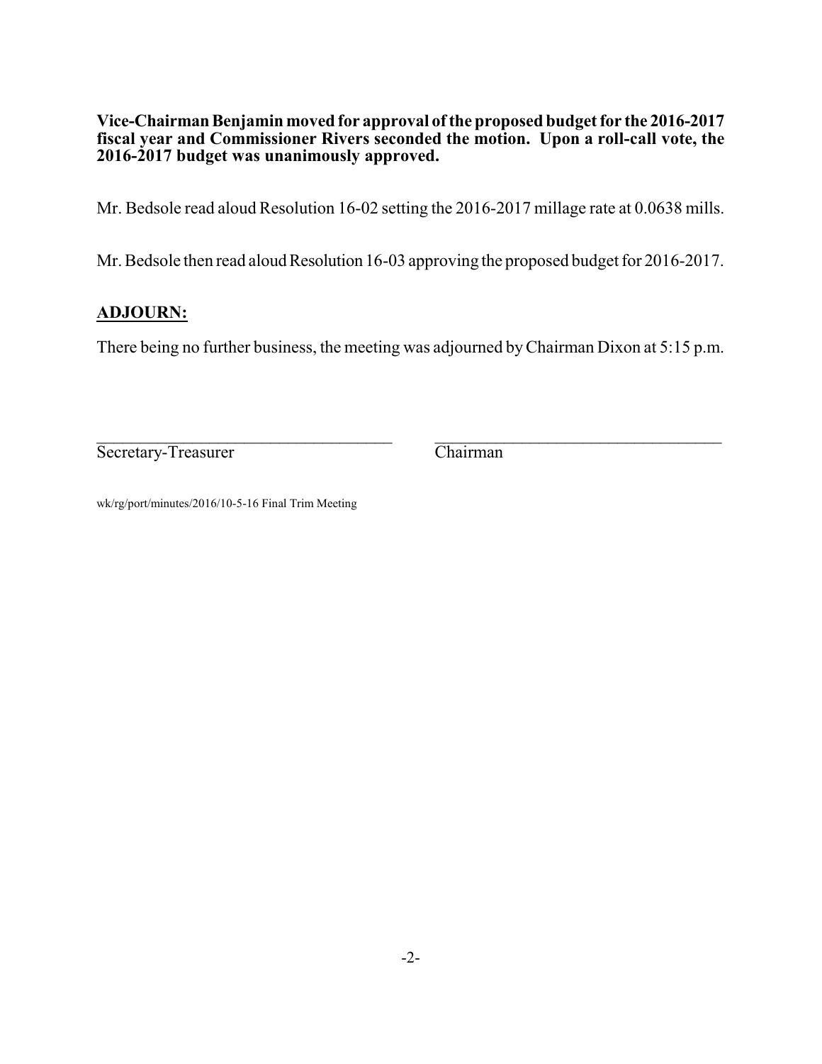**Vice-Chairman Benjamin moved for approval of the proposed budget for the 2016-2017 fiscal year and Commissioner Rivers seconded the motion. Upon a roll-call vote, the 2016-2017 budget was unanimously approved.**

Mr. Bedsole read aloud Resolution 16-02 setting the 2016-2017 millage rate at 0.0638 mills.

Mr. Bedsole then read aloud Resolution 16-03 approving the proposed budget for 2016-2017.

## ADJOURN:

There being no further business, the meeting was adjourned by Chairman Dixon at 5:15 p.m.

\_\_\_\_\_\_\_\_\_\_\_\_\_\_\_\_\_\_\_\_\_\_\_\_\_\_\_\_\_\_\_\_\_\_\_\_ \_\_\_\_\_\_\_\_\_\_\_\_\_\_\_\_\_\_\_\_\_\_\_\_\_\_\_\_\_\_\_\_\_\_\_\_

Secretary-Treasurer Chairman

wk/rg/port/minutes/2016/10-5-16 Final Trim Meeting